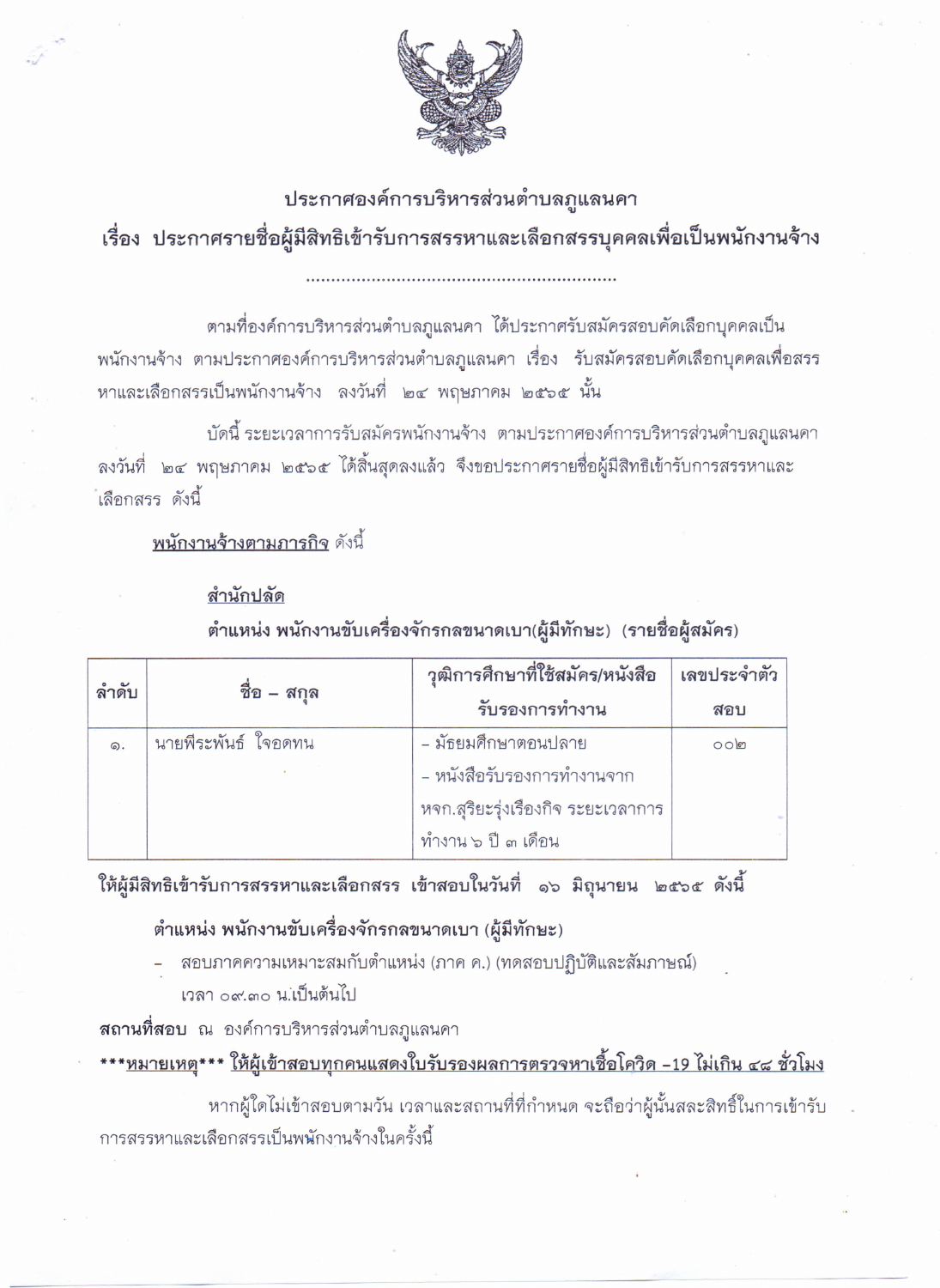# ประกาศองค์การบริหารส่วนตำบลภูแลนคา

## เรื่อง ประกาศรายชื่อผู้มีสิทธิเข้ารับการสรรหาและเลือกสรรบุคคลเพื่อเป็นพนักงานจ้าง

.............................................................

ตามที่องค์การบริหารส่วนตำบลภูแลนคา ได้ประกาศรับสมัครสอบคัดเลือกบุคคลเป็นพนักงานจ้าง ตามประกาศองค์การบริหารส่วนตำบลภูแลนคา เรื่อง รับสมัครสอบคัดเลือกบุคคลเพื่อสรรหาและเลือกสรรเป็นพนักงานจ้าง ลงวันที่ ๒๔ พฤษภาคม ๒๕๖๕ นั้น

บัดนี้ ระยะเวลาการรับสมัครพนักงานจ้าง ตามประกาศองค์การบริหารส่วนตำบลภูแลนคา ลงวันที่ ๒๔ พฤษภาคม ๒๕๖๕ ได้สิ้นสุดลงแล้ว จึงขอประกาศรายชื่อผู้มีสิทธิเข้ารับการสรรหาและเลือกสรร ดังนี้

<u>พนักงานจ้างตามภารกิจ</u> ดังนี้

**<u>สำนักปลัด</u>**

**ตำแหน่ง พนักงานขับเครื่องจักรกลขนาดเบา(ผู้มีทักษะ) (รายชื่อผู้สมัคร)**

| ลำดับ | ชื่อ – สกุล | วุฒิการศึกษาที่ใช้สมัคร/หนังสือรับรองการทำงาน | เลขประจำตัวสอบ |
|---|---|---|---|
| ๑. | นายพีระพันธ์ ใจอดทน | – มัธยมศึกษาตอนปลาย<br>– หนังสือรับรองการทำงานจาก หจก.สุริยะรุ่งเรืองกิจ ระยะเวลาการทำงาน ๖ ปี ๓ เดือน | ००๒ |

**ให้ผู้มีสิทธิเข้ารับการสรรหาและเลือกสรร เข้าสอบในวันที่ ๑๖ มิถุนายน ๒๕๖๕ ดังนี้**

**ตำแหน่ง พนักงานขับเครื่องจักรกลขนาดเบา (ผู้มีทักษะ)**

- สอบภาคความเหมาะสมกับตำแหน่ง (ภาค ค.) (ทดสอบปฏิบัติและสัมภาษณ์) เวลา ๐๙.๓๐ น.เป็นต้นไป

**สถานที่สอบ** ณ องค์การบริหารส่วนตำบลภูแลนคา

**\*\*\*<u>หมายเหตุ</u>\*\*\* <u>ให้ผู้เข้าสอบทุกคนแสดงใบรับรองผลการตรวจหาเชื้อโควิด –19 ไม่เกิน ๔๘ ชั่วโมง</u>**

หากผู้ใดไม่เข้าสอบตามวัน เวลาและสถานที่ที่กำหนด จะถือว่าผู้นั้นสละสิทธิ์ในการเข้ารับการสรรหาและเลือกสรรเป็นพนักงานจ้างในครั้งนี้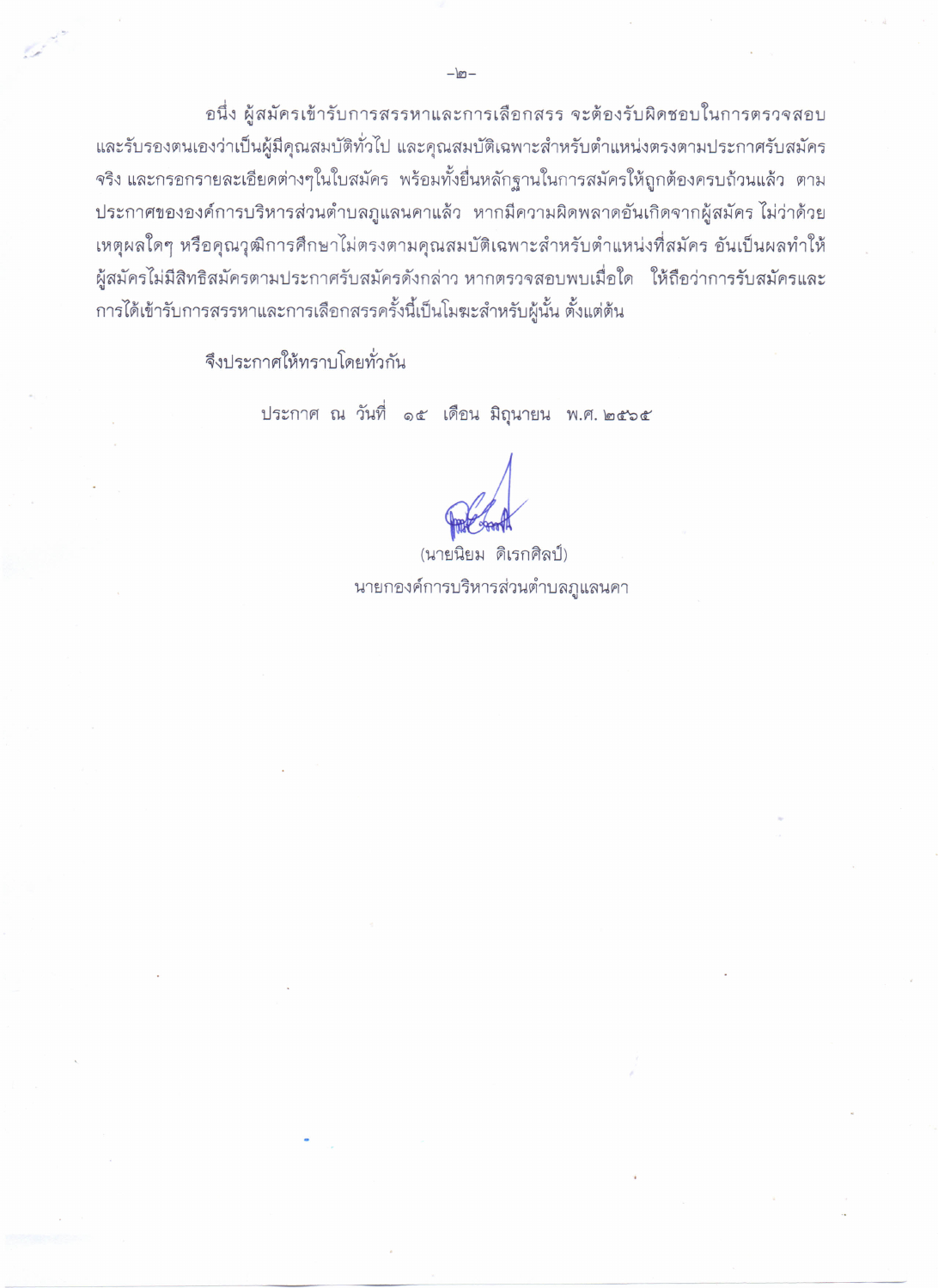อนึ่ง ผู้สมัครเข้ารับการสรรหาและการเลือกสรร จะต้องรับผิดชอบในการตรวจสอบและรับรองตนเองว่าเป็นผู้มีคุณสมบัติทั่วไป และคุณสมบัติเฉพาะสำหรับตำแหน่งตรงตามประกาศรับสมัครจริง และกรอกรายละเอียดต่างๆในใบสมัคร พร้อมทั้งยื่นหลักฐานในการสมัครให้ถูกต้องครบถ้วนแล้ว ตามประกาศขององค์การบริหารส่วนตำบลฎูแลนคาแล้ว หากมีความผิดพลาดอันเกิดจากผู้สมัคร ไม่ว่าด้วยเหตุผลใดๆ หรือคุณวุฒิการศึกษาไม่ตรงตามคุณสมบัติเฉพาะสำหรับตำแหน่งที่สมัคร อันเป็นผลทำให้ผู้สมัครไม่มีสิทธิสมัครตามประกาศรับสมัครดังกล่าว หากตรวจสอบพบเมื่อใด ให้ถือว่าการรับสมัครและการได้เข้ารับการสรรหาและการเลือกสรรครั้งนี้เป็นโมฆะสำหรับผู้นั้น ตั้งแต่ต้น

จึงประกาศให้ทราบโดยทั่วกัน

ประกาศ ณ วันที่ ๑๕ เดือน มิถุนายน พ.ศ. ๒๕๖๕

(นายนิยม ดิเรกศิลป์)

นายกองค์การบริหารส่วนตำบลฎูแลนคา